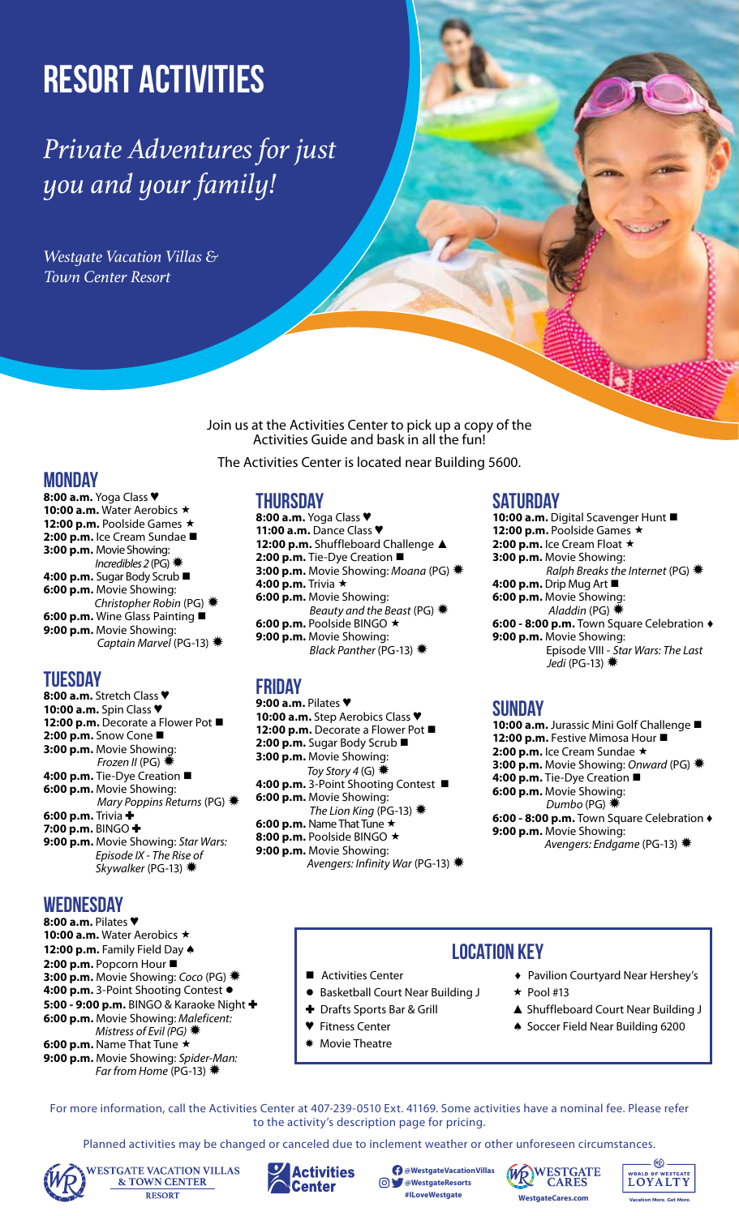# RESORT ACTIVITIES

*Private Adventures for just you and your family!*

*Westgate Vacation Villas & Town Center Resort*

Join us at the Activities Center to pick up a copy of the Activities Guide and bask in all the fun!

The Activities Center is located near Building 5600.

## MONDAY

**8:00 a.m.** Yoga Class ♥
**10:00 a.m.** Water Aerobics ★
**12:00 p.m.** Poolside Games ★
**2:00 p.m.** Ice Cream Sundae ■
**3:00 p.m.** Movie Showing: *Incredibles 2* (PG) ✹
**4:00 p.m.** Sugar Body Scrub ■
**6:00 p.m.** Movie Showing: *Christopher Robin* (PG) ✹
**6:00 p.m.** Wine Glass Painting ■
**9:00 p.m.** Movie Showing: *Captain Marvel* (PG-13) ✹

## TUESDAY

**8:00 a.m.** Stretch Class ♥
**10:00 a.m.** Spin Class ♥
**12:00 p.m.** Decorate a Flower Pot ■
**2:00 p.m.** Snow Cone ■
**3:00 p.m.** Movie Showing: *Frozen II* (PG) ✹
**4:00 p.m.** Tie-Dye Creation ■
**6:00 p.m.** Movie Showing: *Mary Poppins Returns* (PG) ✹
**6:00 p.m.** Trivia ✚
**7:00 p.m.** BINGO ✚
**9:00 p.m.** Movie Showing: *Star Wars: Episode IX - The Rise of Skywalker* (PG-13) ✹

## WEDNESDAY

**8:00 a.m.** Pilates ♥
**10:00 a.m.** Water Aerobics ★
**12:00 p.m.** Family Field Day ♠
**2:00 p.m.** Popcorn Hour ■
**3:00 p.m.** Movie Showing: *Coco* (PG) ✹
**4:00 p.m.** 3-Point Shooting Contest ●
**5:00 - 9:00 p.m.** BINGO & Karaoke Night ✚
**6:00 p.m.** Movie Showing: *Maleficent: Mistress of Evil (PG)* ✹
**6:00 p.m.** Name That Tune ★
**9:00 p.m.** Movie Showing: *Spider-Man: Far from Home* (PG-13) ✹

## THURSDAY

**8:00 a.m.** Yoga Class ♥
**11:00 a.m.** Dance Class ♥
**12:00 p.m.** Shuffleboard Challenge ▲
**2:00 p.m.** Tie-Dye Creation ■
**3:00 p.m.** Movie Showing: *Moana* (PG) ✹
**4:00 p.m.** Trivia ★
**6:00 p.m.** Movie Showing: *Beauty and the Beast* (PG) ✹
**6:00 p.m.** Poolside BINGO ★
**9:00 p.m.** Movie Showing: *Black Panther* (PG-13) ✹

## FRIDAY

**9:00 a.m.** Pilates ♥
**10:00 a.m.** Step Aerobics Class ♥
**12:00 p.m.** Decorate a Flower Pot ■
**2:00 p.m.** Sugar Body Scrub ■
**3:00 p.m.** Movie Showing: *Toy Story 4* (G) ✹
**4:00 p.m.** 3-Point Shooting Contest ■
**6:00 p.m.** Movie Showing: *The Lion King* (PG-13) ✹
**6:00 p.m.** Name That Tune ★
**8:00 p.m.** Poolside BINGO ★
**9:00 p.m.** Movie Showing: *Avengers: Infinity War* (PG-13) ✹

## SATURDAY

**10:00 a.m.** Digital Scavenger Hunt ■
**12:00 p.m.** Poolside Games ★
**2:00 p.m.** Ice Cream Float ★
**3:00 p.m.** Movie Showing: *Ralph Breaks the Internet* (PG) ✹
**4:00 p.m.** Drip Mug Art ■
**6:00 p.m.** Movie Showing: *Aladdin* (PG) ✹
**6:00 - 8:00 p.m.** Town Square Celebration ♦
**9:00 p.m.** Movie Showing: Episode VIII - *Star Wars: The Last Jedi* (PG-13) ✹

## SUNDAY

**10:00 a.m.** Jurassic Mini Golf Challenge ■
**12:00 p.m.** Festive Mimosa Hour ■
**2:00 p.m.** Ice Cream Sundae ★
**3:00 p.m.** Movie Showing: *Onward* (PG) ✹
**4:00 p.m.** Tie-Dye Creation ■
**6:00 p.m.** Movie Showing: *Dumbo* (PG) ✹
**6:00 - 8:00 p.m.** Town Square Celebration ♦
**9:00 p.m.** Movie Showing: *Avengers: Endgame* (PG-13) ✹

## LOCATION KEY

- ■ Activities Center
- ● Basketball Court Near Building J
- ✚ Drafts Sports Bar & Grill
- ♥ Fitness Center
- ✹ Movie Theatre
- ♦ Pavilion Courtyard Near Hershey's
- ★ Pool #13
- ▲ Shuffleboard Court Near Building J
- ♠ Soccer Field Near Building 6200

For more information, call the Activities Center at 407-239-0510 Ext. 41169. Some activities have a nominal fee. Please refer to the activity's description page for pricing.

Planned activities may be changed or canceled due to inclement weather or other unforeseen circumstances.

WESTGATE VACATION VILLAS & TOWN CENTER RESORT | Activities Center | @WestgateVacationVillas @WestgateResorts #ILoveWestgate | WESTGATE CARES WestgateCares.com | WORLD OF WESTGATE LOYALTY Vacation More. Get More.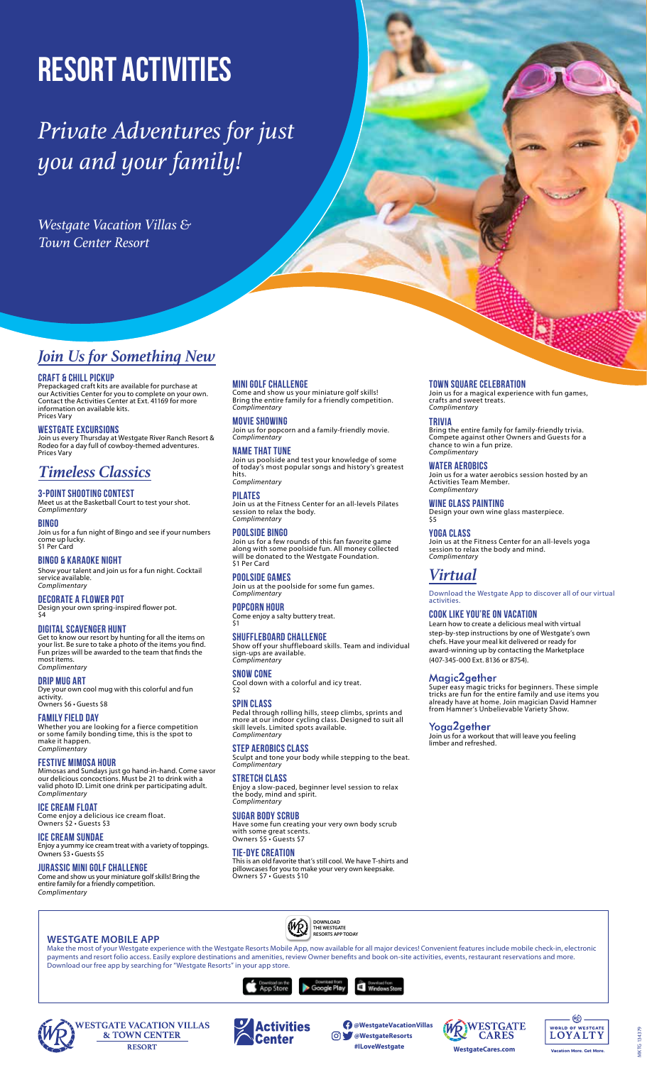# RESORT ACTIVITIES

*Private Adventures for just you and your family!*

*Westgate Vacation Villas & Town Center Resort*

## *Join Us for Something New*

### CRAFT & CHILL PICKUP
Prepackaged craft kits are available for purchase at our Activities Center for you to complete on your own. Contact the Activities Center at Ext. 41169 for more information on available kits.
Prices Vary

### WESTGATE EXCURSIONS
Join us every Thursday at Westgate River Ranch Resort & Rodeo for a day full of cowboy-themed adventures.
Prices Vary

## *Timeless Classics*

### 3-POINT SHOOTING CONTEST
Meet us at the Basketball Court to test your shot.
*Complimentary*

### BINGO
Join us for a fun night of Bingo and see if your numbers come up lucky.
$1 Per Card

### BINGO & KARAOKE NIGHT
Show your talent and join us for a fun night. Cocktail service available.
*Complimentary*

### DECORATE A FLOWER POT
Design your own spring-inspired flower pot.
$4

### DIGITAL SCAVENGER HUNT
Get to know our resort by hunting for all the items on your list. Be sure to take a photo of the items you find. Fun prizes will be awarded to the team that finds the most items.
*Complimentary*

### DRIP MUG ART
Dye your own cool mug with this colorful and fun activity.
Owners $6 • Guests $8

### FAMILY FIELD DAY
Whether you are looking for a fierce competition or some family bonding time, this is the spot to make it happen.
*Complimentary*

### FESTIVE MIMOSA HOUR
Mimosas and Sundays just go hand-in-hand. Come savor our delicious concoctions. Must be 21 to drink with a valid photo ID. Limit one drink per participating adult.
*Complimentary*

### ICE CREAM FLOAT
Come enjoy a delicious ice cream float.
Owners $2 • Guests $3

### ICE CREAM SUNDAE
Enjoy a yummy ice cream treat with a variety of toppings.
Owners $3 • Guests $5

### JURASSIC MINI GOLF CHALLENGE
Come and show us your miniature golf skills! Bring the entire family for a friendly competition.
*Complimentary*

### MINI GOLF CHALLENGE
Come and show us your miniature golf skills! Bring the entire family for a friendly competition.
*Complimentary*

### MOVIE SHOWING
Join us for popcorn and a family-friendly movie.
*Complimentary*

### NAME THAT TUNE
Join us poolside and test your knowledge of some of today's most popular songs and history's greatest hits.
*Complimentary*

### PILATES
Join us at the Fitness Center for an all-levels Pilates session to relax the body.
*Complimentary*

### POOLSIDE BINGO
Join us for a few rounds of this fan favorite game along with some poolside fun. All money collected will be donated to the Westgate Foundation.
$1 Per Card

### POOLSIDE GAMES
Join us at the poolside for some fun games.
*Complimentary*

### POPCORN HOUR
Come enjoy a salty buttery treat.
$1

### SHUFFLEBOARD CHALLENGE
Show off your shuffleboard skills. Team and individual sign-ups are available.
*Complimentary*

### SNOW CONE
Cool down with a colorful and icy treat.
$2

### SPIN CLASS
Pedal through rolling hills, steep climbs, sprints and more at our indoor cycling class. Designed to suit all skill levels. Limited spots available.
*Complimentary*

### STEP AEROBICS CLASS
Sculpt and tone your body while stepping to the beat.
*Complimentary*

### STRETCH CLASS
Enjoy a slow-paced, beginner level session to relax the body, mind and spirit.
*Complimentary*

### SUGAR BODY SCRUB
Have some fun creating your very own body scrub with some great scents.
Owners $5 • Guests $7

### TIE-DYE CREATION
This is an old favorite that's still cool. We have T-shirts and pillowcases for you to make your very own keepsake.
Owners $7 • Guests $10

### TOWN SQUARE CELEBRATION
Join us for a magical experience with fun games, crafts and sweet treats.
*Complimentary*

### TRIVIA
Bring the entire family for family-friendly trivia. Compete against other Owners and Guests for a chance to win a fun prize.
*Complimentary*

### WATER AEROBICS
Join us for a water aerobics session hosted by an Activities Team Member.
*Complimentary*

### WINE GLASS PAINTING
Design your own wine glass masterpiece.
$5

### YOGA CLASS
Join us at the Fitness Center for an all-levels yoga session to relax the body and mind.
*Complimentary*

## *Virtual*

Download the Westgate App to discover all of our virtual activities.

### COOK LIKE YOU'RE ON VACATION
Learn how to create a delicious meal with virtual step-by-step instructions by one of Westgate's own chefs. Have your meal kit delivered or ready for award-winning up by contacting the Marketplace (407-345-000 Ext. 8136 or 8754).

### Magic2gether
Super easy magic tricks for beginners. These simple tricks are fun for the entire family and use items you already have at home. Join magician David Hamner from Hamner's Unbelievable Variety Show.

### Yoga2gether
Join us for a workout that will leave you feeling limber and refreshed.

### WESTGATE MOBILE APP
DOWNLOAD THE WESTGATE RESORTS APP TODAY

Make the most of your Westgate experience with the Westgate Resorts Mobile App, now available for all major devices! Convenient features include mobile check-in, electronic payments and resort folio access. Easily explore destinations and amenities, review Owner benefits and book on-site activities, events, restaurant reservations and more. Download our free app by searching for "Westgate Resorts" in your app store.

Download on the App Store | Download from Google Play | Download from Windows Store

WESTGATE VACATION VILLAS & TOWN CENTER RESORT

Activities Center

@WestgateVacationVillas
@WestgateResorts
#ILoveWestgate

WESTGATE CARES
WestgateCares.com

WORLD OF WESTGATE LOYALTY
Vacation More. Get More.

MKTG 134379